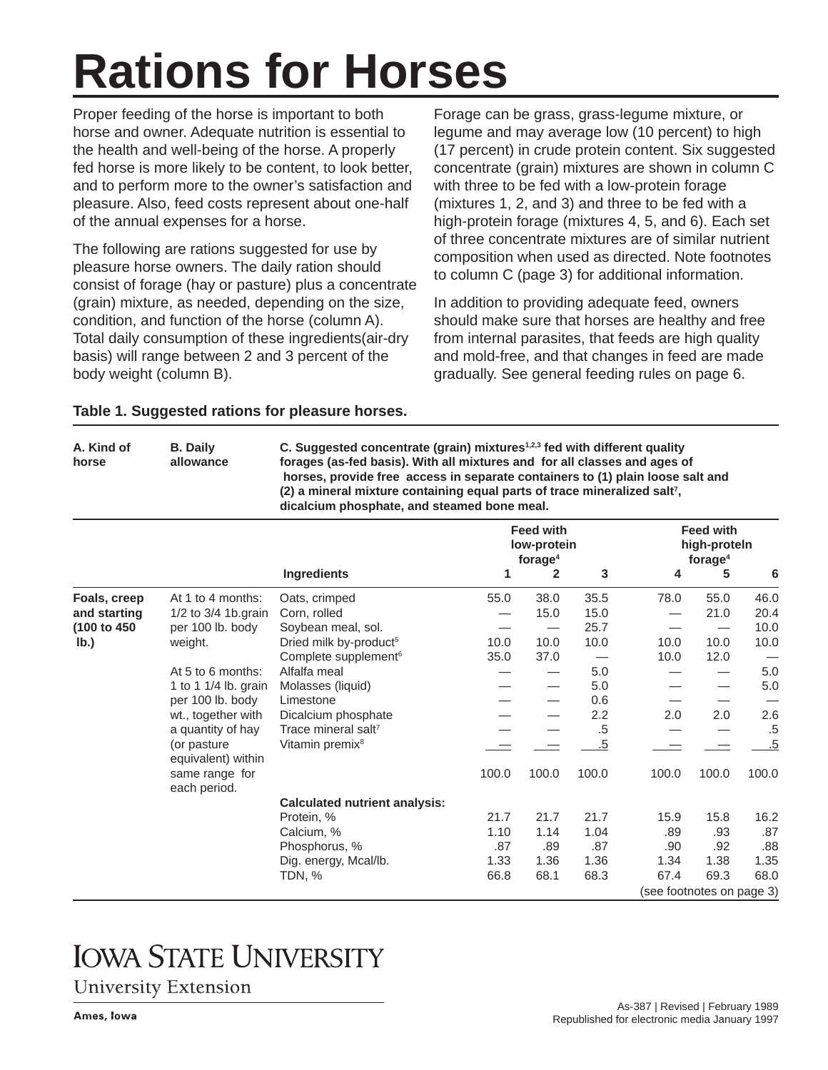# Rations for Horses

Proper feeding of the horse is important to both horse and owner. Adequate nutrition is essential to the health and well-being of the horse. A properly fed horse is more likely to be content, to look better, and to perform more to the owner's satisfaction and pleasure. Also, feed costs represent about one-half of the annual expenses for a horse.

The following are rations suggested for use by pleasure horse owners. The daily ration should consist of forage (hay or pasture) plus a concentrate (grain) mixture, as needed, depending on the size, condition, and function of the horse (column A). Total daily consumption of these ingredients(air-dry basis) will range between 2 and 3 percent of the body weight (column B).

Forage can be grass, grass-legume mixture, or legume and may average low (10 percent) to high (17 percent) in crude protein content. Six suggested concentrate (grain) mixtures are shown in column C with three to be fed with a low-protein forage (mixtures 1, 2, and 3) and three to be fed with a high-protein forage (mixtures 4, 5, and 6). Each set of three concentrate mixtures are of similar nutrient composition when used as directed. Note footnotes to column C (page 3) for additional information.

In addition to providing adequate feed, owners should make sure that horses are healthy and free from internal parasites, that feeds are high quality and mold-free, and that changes in feed are made gradually. See general feeding rules on page 6.

**Table 1. Suggested rations for pleasure horses.**

| A. Kind of horse | B. Daily allowance | C. Suggested concentrate (grain) mixtures[1,2,3] fed with different quality forages (as-fed basis). With all mixtures and for all classes and ages of horses, provide free access in separate containers to (1) plain loose salt and (2) a mineral mixture containing equal parts of trace mineralized salt[7], dicalcium phosphate, and steamed bone meal. | | | | | | |
|---|---|---|---|---|---|---|---|---|
| | | | Feed with low-protein forage[4] | | | Feed with high-proteln forage[4] | | |
| | | **Ingredients** | **1** | **2** | **3** | **4** | **5** | **6** |
| **Foals, creep and starting (100 to 450 lb.)** | At 1 to 4 months: 1/2 to 3/4 1b.grain per 100 lb. body weight. | Oats, crimped | 55.0 | 38.0 | 35.5 | 78.0 | 55.0 | 46.0 |
| | | Corn, rolled | — | 15.0 | 15.0 | — | 21.0 | 20.4 |
| | | Soybean meal, sol. | — | — | 25.7 | — | — | 10.0 |
| | | Dried milk by-product[5] | 10.0 | 10.0 | 10.0 | 10.0 | 10.0 | 10.0 |
| | | Complete supplement[6] | 35.0 | 37.0 | — | 10.0 | 12.0 | — |
| | At 5 to 6 months: 1 to 1 1/4 lb. grain per 100 lb. body wt., together with a quantity of hay (or pasture equivalent) within same range for each period. | Alfalfa meal | — | — | 5.0 | — | — | 5.0 |
| | | Molasses (liquid) | — | — | 5.0 | — | — | 5.0 |
| | | Limestone | — | — | 0.6 | — | — | — |
| | | Dicalcium phosphate | — | — | 2.2 | 2.0 | 2.0 | 2.6 |
| | | Trace mineral salt[7] | — | — | .5 | — | — | .5 |
| | | Vitamin premix[8] | — | — | .5 | — | — | .5 |
| | | | 100.0 | 100.0 | 100.0 | 100.0 | 100.0 | 100.0 |
| | | **Calculated nutrient analysis:** | | | | | | |
| | | Protein, % | 21.7 | 21.7 | 21.7 | 15.9 | 15.8 | 16.2 |
| | | Calcium, % | 1.10 | 1.14 | 1.04 | .89 | .93 | .87 |
| | | Phosphorus, % | .87 | .89 | .87 | .90 | .92 | .88 |
| | | Dig. energy, Mcal/lb. | 1.33 | 1.36 | 1.36 | 1.34 | 1.38 | 1.35 |
| | | TDN, % | 66.8 | 68.1 | 68.3 | 67.4 | 69.3 | 68.0 |

(see footnotes on page 3)

IOWA STATE UNIVERSITY
University Extension
Ames, Iowa

As-387 | Revised | February 1989
Republished for electronic media January 1997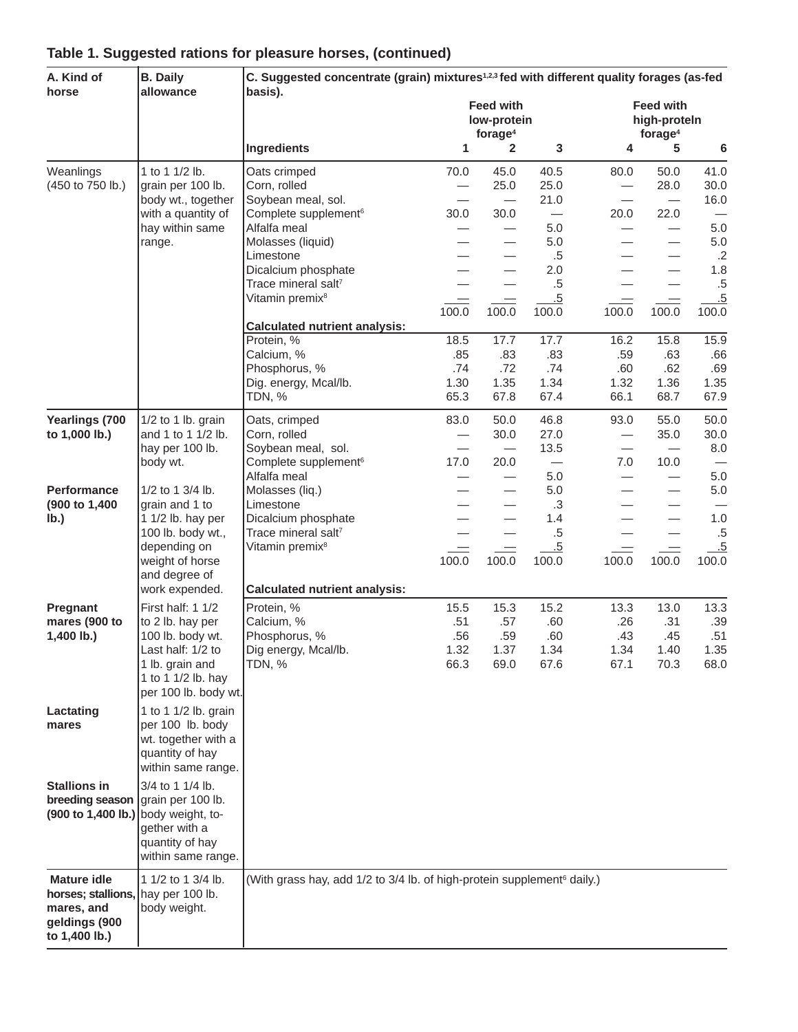## Table 1. Suggested rations for pleasure horses, (continued)

| A. Kind of horse | B. Daily allowance | C. Suggested concentrate (grain) mixtures[1,2,3] fed with different quality forages (as-fed basis). | | | | | | |
|---|---|---|---|---|---|---|---|---|
| | | | Feed with low-protein forage[4] | | | Feed with high-protein forage[4] | | |
| | | Ingredients | 1 | 2 | 3 | 4 | 5 | 6 |
| Weanlings (450 to 750 lb.) | 1 to 1 1/2 lb. grain per 100 lb. body wt., together with a quantity of hay within same range. | Oats crimped | 70.0 | 45.0 | 40.5 | 80.0 | 50.0 | 41.0 |
| | | Corn, rolled | — | 25.0 | 25.0 | — | 28.0 | 30.0 |
| | | Soybean meal, sol. | — | — | 21.0 | — | — | 16.0 |
| | | Complete supplement[6] | 30.0 | 30.0 | — | 20.0 | 22.0 | — |
| | | Alfalfa meal | — | — | 5.0 | — | — | 5.0 |
| | | Molasses (liquid) | — | — | 5.0 | — | — | 5.0 |
| | | Limestone | — | — | .5 | — | — | .2 |
| | | Dicalcium phosphate | — | — | 2.0 | — | — | 1.8 |
| | | Trace mineral salt[7] | — | — | .5 | — | — | .5 |
| | | Vitamin premix[8] | — | — | .5 | — | — | .5 |
| | | | 100.0 | 100.0 | 100.0 | 100.0 | 100.0 | 100.0 |
| | | **Calculated nutrient analysis:** | | | | | | |
| | | Protein, % | 18.5 | 17.7 | 17.7 | 16.2 | 15.8 | 15.9 |
| | | Calcium, % | .85 | .83 | .83 | .59 | .63 | .66 |
| | | Phosphorus, % | .74 | .72 | .74 | .60 | .62 | .69 |
| | | Dig. energy, Mcal/lb. | 1.30 | 1.35 | 1.34 | 1.32 | 1.36 | 1.35 |
| | | TDN, % | 65.3 | 67.8 | 67.4 | 66.1 | 68.7 | 67.9 |
| **Yearlings (700 to 1,000 lb.)** | 1/2 to 1 lb. grain and 1 to 1 1/2 lb. hay per 100 lb. body wt. | Oats, crimped | 83.0 | 50.0 | 46.8 | 93.0 | 55.0 | 50.0 |
| | | Corn, rolled | — | 30.0 | 27.0 | — | 35.0 | 30.0 |
| | | Soybean meal, sol. | — | — | 13.5 | — | — | 8.0 |
| | | Complete supplement[6] | 17.0 | 20.0 | — | 7.0 | 10.0 | — |
| **Performance (900 to 1,400 lb.)** | 1/2 to 1 3/4 lb. grain and 1 to 1 1/2 lb. hay per 100 lb. body wt., depending on weight of horse and degree of work expended. | Alfalfa meal | — | — | 5.0 | — | — | 5.0 |
| | | Molasses (liq.) | — | — | 5.0 | — | — | 5.0 |
| | | Limestone | — | — | .3 | — | — | — |
| | | Dicalcium phosphate | — | — | 1.4 | — | — | 1.0 |
| | | Trace mineral salt[7] | — | — | .5 | — | — | .5 |
| | | Vitamin premix[8] | — | — | .5 | — | — | .5 |
| | | | 100.0 | 100.0 | 100.0 | 100.0 | 100.0 | 100.0 |
| | | **Calculated nutrient analysis:** | | | | | | |
| **Pregnant mares (900 to 1,400 lb.)** | First half: 1 1/2 to 2 lb. hay per 100 lb. body wt. Last half: 1/2 to 1 lb. grain and 1 to 1 1/2 lb. hay per 100 lb. body wt. | Protein, % | 15.5 | 15.3 | 15.2 | 13.3 | 13.0 | 13.3 |
| | | Calcium, % | .51 | .57 | .60 | .26 | .31 | .39 |
| | | Phosphorus, % | .56 | .59 | .60 | .43 | .45 | .51 |
| | | Dig energy, Mcal/lb. | 1.32 | 1.37 | 1.34 | 1.34 | 1.40 | 1.35 |
| | | TDN, % | 66.3 | 69.0 | 67.6 | 67.1 | 70.3 | 68.0 |
| **Lactating mares** | 1 to 1 1/2 lb. grain per 100 lb. body wt. together with a quantity of hay within same range. | | | | | | | |
| **Stallions in breeding season (900 to 1,400 lb.)** | 3/4 to 1 1/4 lb. grain per 100 lb. body weight, together with a quantity of hay within same range. | | | | | | | |
| **Mature idle horses; stallions, mares, and geldings (900 to 1,400 lb.)** | 1 1/2 to 1 3/4 lb. hay per 100 lb. body weight. | (With grass hay, add 1/2 to 3/4 lb. of high-protein supplement[6] daily.) | | | | | | |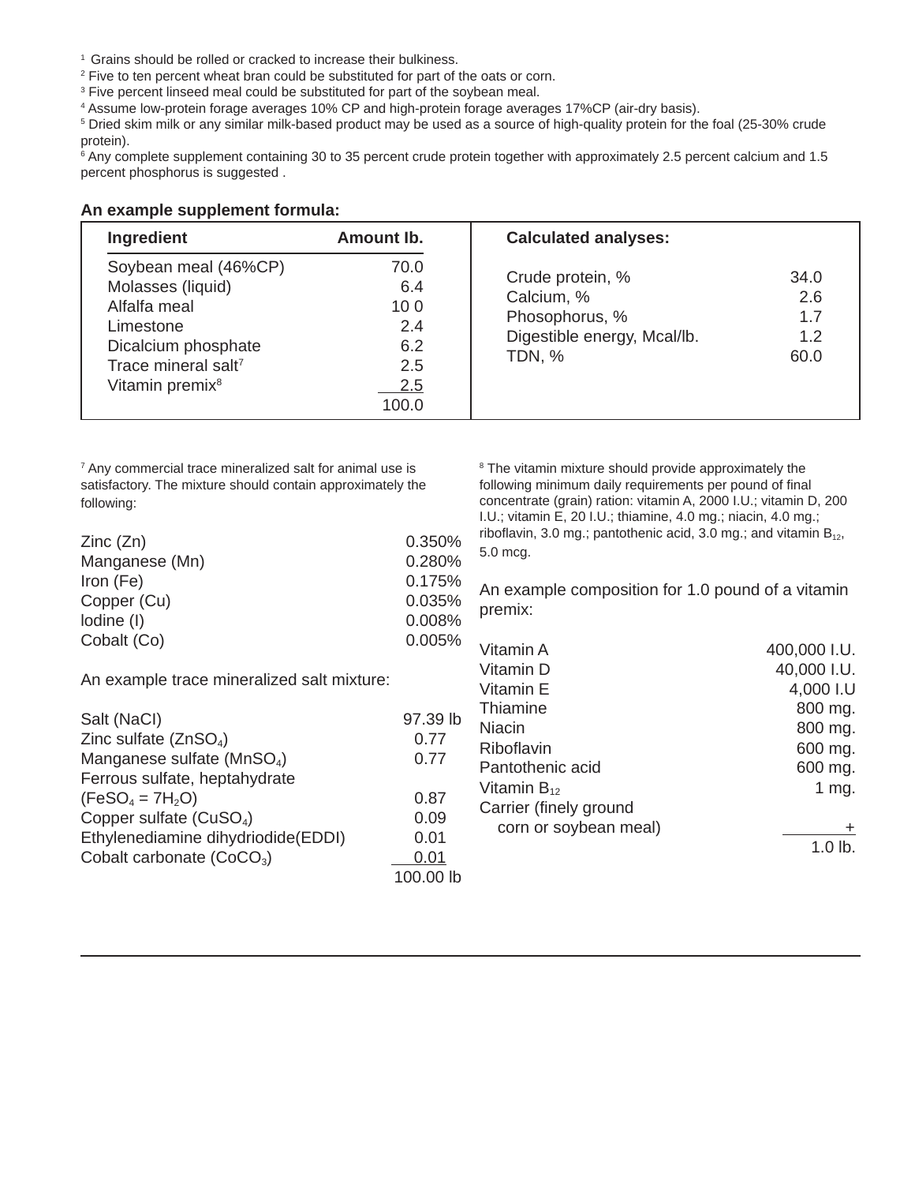[1] Grains should be rolled or cracked to increase their bulkiness.

[2] Five to ten percent wheat bran could be substituted for part of the oats or corn.

[3] Five percent linseed meal could be substituted for part of the soybean meal.

[4] Assume low-protein forage averages 10% CP and high-protein forage averages 17%CP (air-dry basis).

[5] Dried skim milk or any similar milk-based product may be used as a source of high-quality protein for the foal (25-30% crude protein).

[6] Any complete supplement containing 30 to 35 percent crude protein together with approximately 2.5 percent calcium and 1.5 percent phosphorus is suggested .

**An example supplement formula:**

| Ingredient | Amount lb. |
|---|---|
| Soybean meal (46%CP) | 70.0 |
| Molasses (liquid) | 6.4 |
| Alfalfa meal | 10 0 |
| Limestone | 2.4 |
| Dicalcium phosphate | 6.2 |
| Trace mineral salt[7] | 2.5 |
| Vitamin premix[8] | 2.5 |
| | 100.0 |

| Calculated analyses: | |
|---|---|
| Crude protein, % | 34.0 |
| Calcium, % | 2.6 |
| Phosophorus, % | 1.7 |
| Digestible energy, Mcal/lb. | 1.2 |
| TDN, % | 60.0 |

[7] Any commercial trace mineralized salt for animal use is satisfactory. The mixture should contain approximately the following:

| | |
|---|---|
| Zinc (Zn) | 0.350% |
| Manganese (Mn) | 0.280% |
| Iron (Fe) | 0.175% |
| Copper (Cu) | 0.035% |
| Iodine (I) | 0.008% |
| Cobalt (Co) | 0.005% |

An example trace mineralized salt mixture:

| | |
|---|---|
| Salt (NaCl) | 97.39 lb |
| Zinc sulfate ($ZnSO_4$) | 0.77 |
| Manganese sulfate ($MnSO_4$) | 0.77 |
| Ferrous sulfate, heptahydrate ($FeSO_4 = 7H_2O$) | 0.87 |
| Copper sulfate ($CuSO_4$) | 0.09 |
| Ethylenediamine dihydriodide(EDDI) | 0.01 |
| Cobalt carbonate ($CoCO_3$) | 0.01 |
| | 100.00 lb |

[8] The vitamin mixture should provide approximately the following minimum daily requirements per pound of final concentrate (grain) ration: vitamin A, 2000 I.U.; vitamin D, 200 I.U.; vitamin E, 20 I.U.; thiamine, 4.0 mg.; niacin, 4.0 mg.; riboflavin, 3.0 mg.; pantothenic acid, 3.0 mg.; and vitamin $B_{12}$, 5.0 mcg.

An example composition for 1.0 pound of a vitamin premix:

| | |
|---|---|
| Vitamin A | 400,000 I.U. |
| Vitamin D | 40,000 I.U. |
| Vitamin E | 4,000 I.U |
| Thiamine | 800 mg. |
| Niacin | 800 mg. |
| Riboflavin | 600 mg. |
| Pantothenic acid | 600 mg. |
| Vitamin $B_{12}$ | 1 mg. |
| Carrier (finely ground corn or soybean meal) | + |
| | 1.0 lb. |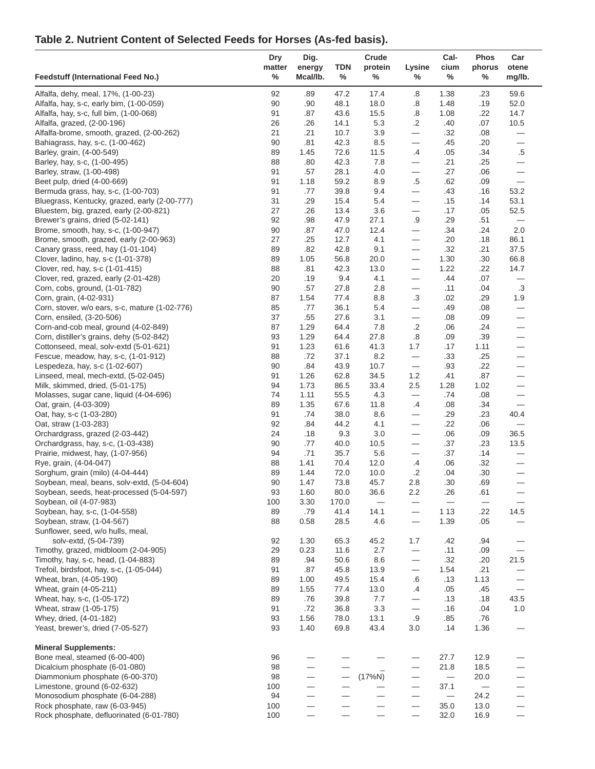## Table 2. Nutrient Content of Selected Feeds for Horses (As-fed basis).

| Feedstuff (International Feed No.) | Dry matter % | Dig. energy Mcal/lb. | TDN % | Crude protein % | Lysine % | Cal- cium % | Phos phorus % | Car otene mg/lb. |
|---|---|---|---|---|---|---|---|---|
| Alfalfa, dehy, meal, 17%, (1-00-23) | 92 | .89 | 47.2 | 17.4 | .8 | 1.38 | .23 | 59.6 |
| Alfalfa, hay, s-c, early bim, (1-00-059) | 90 | .90 | 48.1 | 18.0 | .8 | 1.48 | .19 | 52.0 |
| Alfalfa, hay, s-c, full bim, (1-00-068) | 91 | .87 | 43.6 | 15.5 | .8 | 1.08 | .22 | 14.7 |
| Alfalfa, grazed, (2-00-196) | 26 | .26 | 14.1 | 5.3 | .2 | .40 | .07 | 10.5 |
| Alfalfa-brome, smooth, grazed, (2-00-262) | 21 | .21 | 10.7 | 3.9 | — | .32 | .08 | — |
| Bahiagrass, hay, s-c, (1-00-462) | 90 | .81 | 42.3 | 8.5 | — | .45 | .20 | — |
| Barley, grain, (4-00-549) | 89 | 1.45 | 72.6 | 11.5 | .4 | .05 | .34 | .5 |
| Barley, hay, s-c, (1-00-495) | 88 | .80 | 42.3 | 7.8 | — | .21 | .25 | — |
| Barley, straw, (1-00-498) | 91 | .57 | 28.1 | 4.0 | — | .27 | .06 | — |
| Beet pulp, dried (4-00-669) | 91 | 1.18 | 59.2 | 8.9 | .5 | .62 | .09 | — |
| Bermuda grass, hay, s-c, (1-00-703) | 91 | .77 | 39.8 | 9.4 | — | .43 | .16 | 53.2 |
| Bluegrass, Kentucky, grazed, early (2-00-777) | 31 | .29 | 15.4 | 5.4 | — | .15 | .14 | 53.1 |
| Bluestem, big, grazed, early (2-00-821) | 27 | .26 | 13.4 | 3.6 | — | .17 | .05 | 52.5 |
| Brewer's grains, dried (5-02-141) | 92 | .98 | 47.9 | 27.1 | .9 | .29 | .51 | — |
| Brome, smooth, hay, s-c, (1-00-947) | 90 | .87 | 47.0 | 12.4 | — | .34 | .24 | 2.0 |
| Brome, smooth, grazed, early (2-00-963) | 27 | .25 | 12.7 | 4.1 | — | .20 | .18 | 86.1 |
| Canary grass, reed, hay (1-01-104) | 89 | .82 | 42.8 | 9.1 | — | .32 | .21 | 37.5 |
| Clover, ladino, hay, s-c (1-01-378) | 89 | 1.05 | 56.8 | 20.0 | — | 1.30 | .30 | 66.8 |
| Clover, red, hay, s-c (1-01-415) | 88 | .81 | 42.3 | 13.0 | — | 1.22 | .22 | 14.7 |
| Clover, red, grazed, early (2-01-428) | 20 | .19 | 9.4 | 4.1 | — | .44 | .07 | — |
| Corn, cobs, ground, (1-01-782) | 90 | .57 | 27.8 | 2.8 | — | .11 | .04 | .3 |
| Corn, grain, (4-02-931) | 87 | 1.54 | 77.4 | 8.8 | .3 | .02 | .29 | 1.9 |
| Corn, stover, w/o ears, s-c, mature (1-02-776) | 85 | .77 | 36.1 | 5.4 | — | .49 | .08 | — |
| Corn, ensiled, (3-20-506) | 37 | .55 | 27.6 | 3.1 | — | .08 | .09 | — |
| Corn-and-cob meal, ground (4-02-849) | 87 | 1.29 | 64.4 | 7.8 | .2 | .06 | .24 | — |
| Corn, distiller's grains, dehy (5-02-842) | 93 | 1.29 | 64.4 | 27.8 | .8 | .09 | .39 | — |
| Cottonseed, meal, solv-extd (5-01-621) | 91 | 1.23 | 61.6 | 41.3 | 1.7 | .17 | 1.11 | — |
| Fescue, meadow, hay, s-c, (1-01-912) | 88 | .72 | 37.1 | 8.2 | — | .33 | .25 | — |
| Lespedeza, hay, s-c (1-02-607) | 90 | .84 | 43.9 | 10.7 | — | .93 | .22 | — |
| Linseed, meal, mech-extd, (5-02-045) | 91 | 1.26 | 62.8 | 34.5 | 1.2 | .41 | .87 | — |
| Milk, skimmed, dried, (5-01-175) | 94 | 1.73 | 86.5 | 33.4 | 2.5 | 1.28 | 1.02 | — |
| Molasses, sugar cane, liquid (4-04-696) | 74 | 1.11 | 55.5 | 4.3 | — | .74 | .08 | — |
| Oat, grain, (4-03-309) | 89 | 1.35 | 67.6 | 11.8 | .4 | .08 | .34 | — |
| Oat, hay, s-c (1-03-280) | 91 | .74 | 38.0 | 8.6 | — | .29 | .23 | 40.4 |
| Oat, straw (1-03-283) | 92 | .84 | 44.2 | 4.1 | — | .22 | .06 | — |
| Orchardgrass, grazed (2-03-442) | 24 | .18 | 9.3 | 3.0 | — | .06 | .09 | 36.5 |
| Orchardgrass, hay, s-c, (1-03-438) | 90 | .77 | 40.0 | 10.5 | — | .37 | .23 | 13.5 |
| Prairie, midwest, hay, (1-07-956) | 94 | .71 | 35.7 | 5.6 | — | .37 | .14 | — |
| Rye, grain, (4-04-047) | 88 | 1.41 | 70.4 | 12.0 | .4 | .06 | .32 | — |
| Sorghum, grain (milo) (4-04-444) | 89 | 1.44 | 72.0 | 10.0 | .2 | .04 | .30 | — |
| Soybean, meal, beans, solv-extd, (5-04-604) | 90 | 1.47 | 73.8 | 45.7 | 2.8 | .30 | .69 | — |
| Soybean, seeds, heat-processed (5-04-597) | 93 | 1.60 | 80.0 | 36.6 | 2.2 | .26 | .61 | — |
| Soybean, oil (4-07-983) | 100 | 3.30 | 170.0 | — | — | — | — | — |
| Soybean, hay, s-c, (1-04-558) | 89 | .79 | 41.4 | 14.1 | — | 1 13 | .22 | 14.5 |
| Soybean, straw, (1-04-567) | 88 | 0.58 | 28.5 | 4.6 | — | 1.39 | .05 | — |
| Sunflower, seed, w/o hulls, meal, solv-extd, (5-04-739) | 92 | 1.30 | 65.3 | 45.2 | 1.7 | .42 | .94 | — |
| Timothy, grazed, midbloom (2-04-905) | 29 | 0.23 | 11.6 | 2.7 | — | .11 | .09 | — |
| Timothy, hay, s-c, head, (1-04-883) | 89 | .94 | 50.6 | 8.6 | — | .32 | .20 | 21.5 |
| Trefoil, birdsfoot, hay, s-c, (1-05-044) | 91 | .87 | 45.8 | 13.9 | — | 1.54 | .21 | — |
| Wheat, bran, (4-05-190) | 89 | 1.00 | 49.5 | 15.4 | .6 | .13 | 1.13 | — |
| Wheat, grain (4-05-211) | 89 | 1.55 | 77.4 | 13.0 | .4 | .05 | .45 | — |
| Wheat, hay, s-c, (1-05-172) | 89 | .76 | 39.8 | 7.7 | — | .13 | .18 | 43.5 |
| Wheat, straw (1-05-175) | 91 | .72 | 36.8 | 3.3 | — | .16 | .04 | 1.0 |
| Whey, dried, (4-01-182) | 93 | 1.56 | 78.0 | 13.1 | .9 | .85 | .76 | |
| Yeast, brewer's, dried (7-05-527) | 93 | 1.40 | 69.8 | 43.4 | 3.0 | .14 | 1.36 | — |
| **Mineral Supplements:** | | | | | | | | |
| Bone meal, steamed (6-00-400) | 96 | — | — | — | — | 27.7 | 12.9 | — |
| Dicalcium phosphate (6-01-080) | 98 | — | — | _ | — | 21.8 | 18.5 | — |
| Diammonium phosphate (6-00-370) | 98 | — | — | (17%N) | — | — | 20.0 | — |
| Limestone, ground (6-02-632) | 100 | — | — | — | — | 37.1 | — | — |
| Monosodium phosphate (6-04-288) | 94 | — | — | — | — | — | 24.2 | — |
| Rock phosphate, raw (6-03-945) | 100 | — | — | — | — | 35.0 | 13.0 | — |
| Rock phosphate, defluorinated (6-01-780) | 100 | — | — | — | — | 32.0 | 16.9 | — |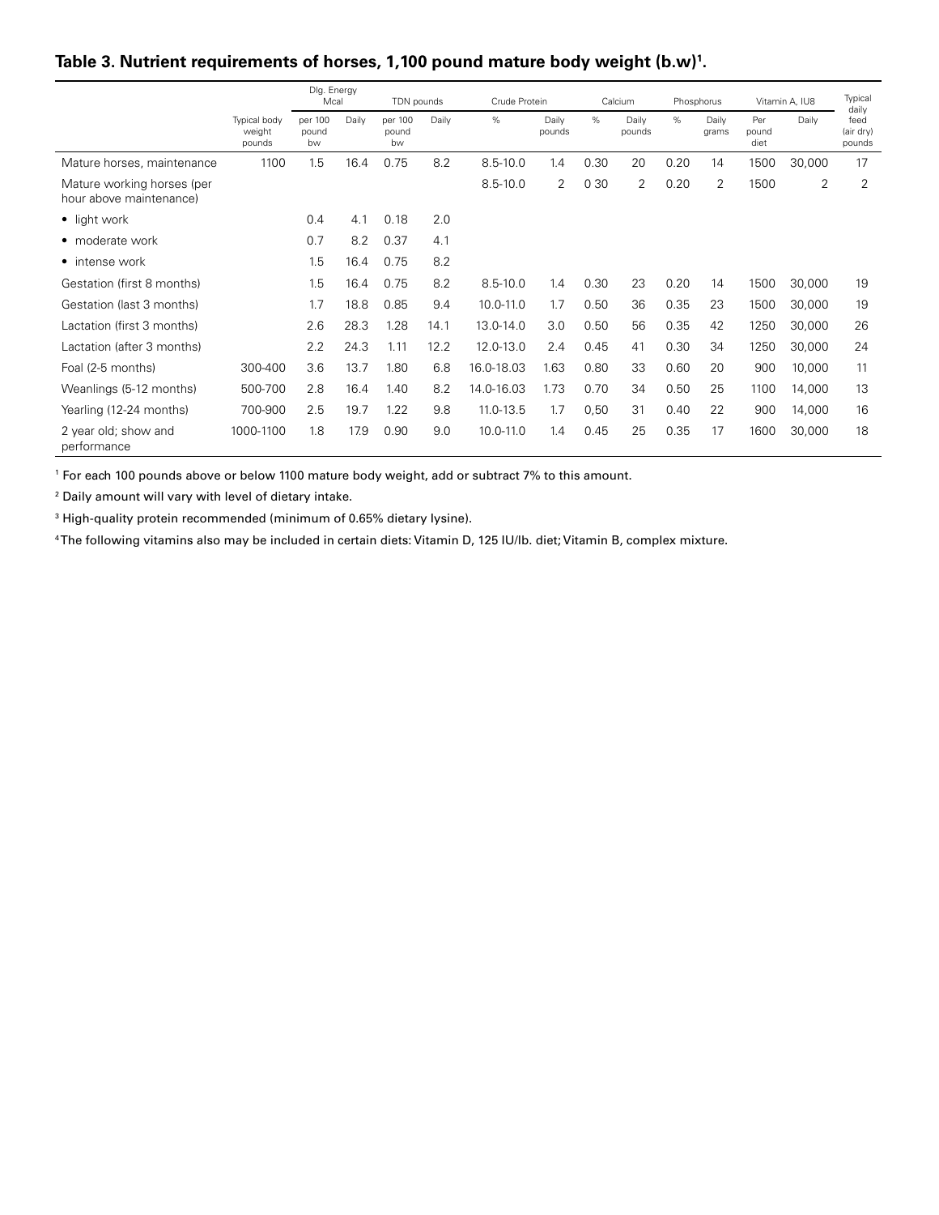**Table 3. Nutrient requirements of horses, 1,100 pound mature body weight (b.w)[1].**

| | | Dlg. Energy Mcal | | TDN pounds | | Crude Protein | | Calcium | | Phosphorus | | Vitamin A, IU8 | | Typical daily feed (air dry) pounds |
|---|---|---|---|---|---|---|---|---|---|---|---|---|---|---|
| | Typical body weight pounds | per 100 pound bw | Daily | per 100 pound bw | Daily | % | Daily pounds | % | Daily pounds | % | Daily grams | Per pound diet | Daily | |
| Mature horses, maintenance | 1100 | 1.5 | 16.4 | 0.75 | 8.2 | 8.5-10.0 | 1.4 | 0.30 | 20 | 0.20 | 14 | 1500 | 30,000 | 17 |
| Mature working horses (per hour above maintenance) | | | | | | 8.5-10.0 | 2 | 0 30 | 2 | 0.20 | 2 | 1500 | 2 | 2 |
| • light work | | 0.4 | 4.1 | 0.18 | 2.0 | | | | | | | | | |
| • moderate work | | 0.7 | 8.2 | 0.37 | 4.1 | | | | | | | | | |
| • intense work | | 1.5 | 16.4 | 0.75 | 8.2 | | | | | | | | | |
| Gestation (first 8 months) | | 1.5 | 16.4 | 0.75 | 8.2 | 8.5-10.0 | 1.4 | 0.30 | 23 | 0.20 | 14 | 1500 | 30,000 | 19 |
| Gestation (last 3 months) | | 1.7 | 18.8 | 0.85 | 9.4 | 10.0-11.0 | 1.7 | 0.50 | 36 | 0.35 | 23 | 1500 | 30,000 | 19 |
| Lactation (first 3 months) | | 2.6 | 28.3 | 1.28 | 14.1 | 13.0-14.0 | 3.0 | 0.50 | 56 | 0.35 | 42 | 1250 | 30,000 | 26 |
| Lactation (after 3 months) | | 2.2 | 24.3 | 1.11 | 12.2 | 12.0-13.0 | 2.4 | 0.45 | 41 | 0.30 | 34 | 1250 | 30,000 | 24 |
| Foal (2-5 months) | 300-400 | 3.6 | 13.7 | 1.80 | 6.8 | 16.0-18.03 | 1.63 | 0.80 | 33 | 0.60 | 20 | 900 | 10,000 | 11 |
| Weanlings (5-12 months) | 500-700 | 2.8 | 16.4 | 1.40 | 8.2 | 14.0-16.03 | 1.73 | 0.70 | 34 | 0.50 | 25 | 1100 | 14,000 | 13 |
| Yearling (12-24 months) | 700-900 | 2.5 | 19.7 | 1.22 | 9.8 | 11.0-13.5 | 1.7 | 0,50 | 31 | 0.40 | 22 | 900 | 14,000 | 16 |
| 2 year old; show and performance | 1000-1100 | 1.8 | 17.9 | 0.90 | 9.0 | 10.0-11.0 | 1.4 | 0.45 | 25 | 0.35 | 17 | 1600 | 30,000 | 18 |

[1] For each 100 pounds above or below 1100 mature body weight, add or subtract 7% to this amount.

[2] Daily amount will vary with level of dietary intake.

[3] High-quality protein recommended (minimum of 0.65% dietary lysine).

[4] The following vitamins also may be included in certain diets: Vitamin D, 125 IU/lb. diet; Vitamin B, complex mixture.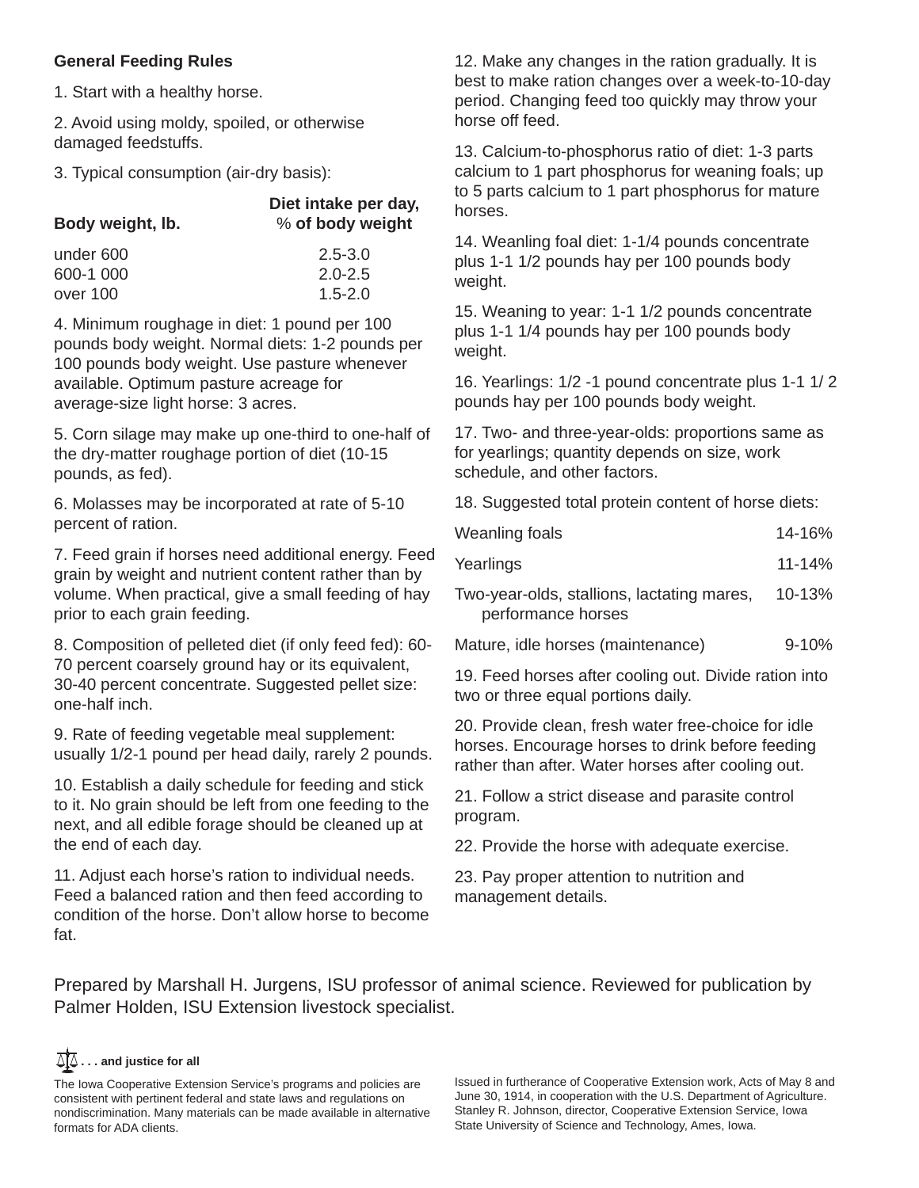**General Feeding Rules**

1. Start with a healthy horse.

2. Avoid using moldy, spoiled, or otherwise damaged feedstuffs.

3. Typical consumption (air-dry basis):

| Body weight, lb. | Diet intake per day, % of body weight |
|---|---|
| under 600 | 2.5-3.0 |
| 600-1 000 | 2.0-2.5 |
| over 100 | 1.5-2.0 |

4. Minimum roughage in diet: 1 pound per 100 pounds body weight. Normal diets: 1-2 pounds per 100 pounds body weight. Use pasture whenever available. Optimum pasture acreage for average-size light horse: 3 acres.

5. Corn silage may make up one-third to one-half of the dry-matter roughage portion of diet (10-15 pounds, as fed).

6. Molasses may be incorporated at rate of 5-10 percent of ration.

7. Feed grain if horses need additional energy. Feed grain by weight and nutrient content rather than by volume. When practical, give a small feeding of hay prior to each grain feeding.

8. Composition of pelleted diet (if only feed fed): 60-70 percent coarsely ground hay or its equivalent, 30-40 percent concentrate. Suggested pellet size: one-half inch.

9. Rate of feeding vegetable meal supplement: usually 1/2-1 pound per head daily, rarely 2 pounds.

10. Establish a daily schedule for feeding and stick to it. No grain should be left from one feeding to the next, and all edible forage should be cleaned up at the end of each day.

11. Adjust each horse's ration to individual needs. Feed a balanced ration and then feed according to condition of the horse. Don't allow horse to become fat.

12. Make any changes in the ration gradually. It is best to make ration changes over a week-to-10-day period. Changing feed too quickly may throw your horse off feed.

13. Calcium-to-phosphorus ratio of diet: 1-3 parts calcium to 1 part phosphorus for weaning foals; up to 5 parts calcium to 1 part phosphorus for mature horses.

14. Weanling foal diet: 1-1/4 pounds concentrate plus 1-1 1/2 pounds hay per 100 pounds body weight.

15. Weaning to year: 1-1 1/2 pounds concentrate plus 1-1 1/4 pounds hay per 100 pounds body weight.

16. Yearlings: 1/2 -1 pound concentrate plus 1-1 1/ 2 pounds hay per 100 pounds body weight.

17. Two- and three-year-olds: proportions same as for yearlings; quantity depends on size, work schedule, and other factors.

18. Suggested total protein content of horse diets:

| | |
|---|---|
| Weanling foals | 14-16% |
| Yearlings | 11-14% |
| Two-year-olds, stallions, lactating mares, performance horses | 10-13% |
| Mature, idle horses (maintenance) | 9-10% |

19. Feed horses after cooling out. Divide ration into two or three equal portions daily.

20. Provide clean, fresh water free-choice for idle horses. Encourage horses to drink before feeding rather than after. Water horses after cooling out.

21. Follow a strict disease and parasite control program.

22. Provide the horse with adequate exercise.

23. Pay proper attention to nutrition and management details.

Prepared by Marshall H. Jurgens, ISU professor of animal science. Reviewed for publication by Palmer Holden, ISU Extension livestock specialist.

**. . . and justice for all**

The Iowa Cooperative Extension Service's programs and policies are consistent with pertinent federal and state laws and regulations on nondiscrimination. Many materials can be made available in alternative formats for ADA clients.

Issued in furtherance of Cooperative Extension work, Acts of May 8 and June 30, 1914, in cooperation with the U.S. Department of Agriculture. Stanley R. Johnson, director, Cooperative Extension Service, Iowa State University of Science and Technology, Ames, Iowa.